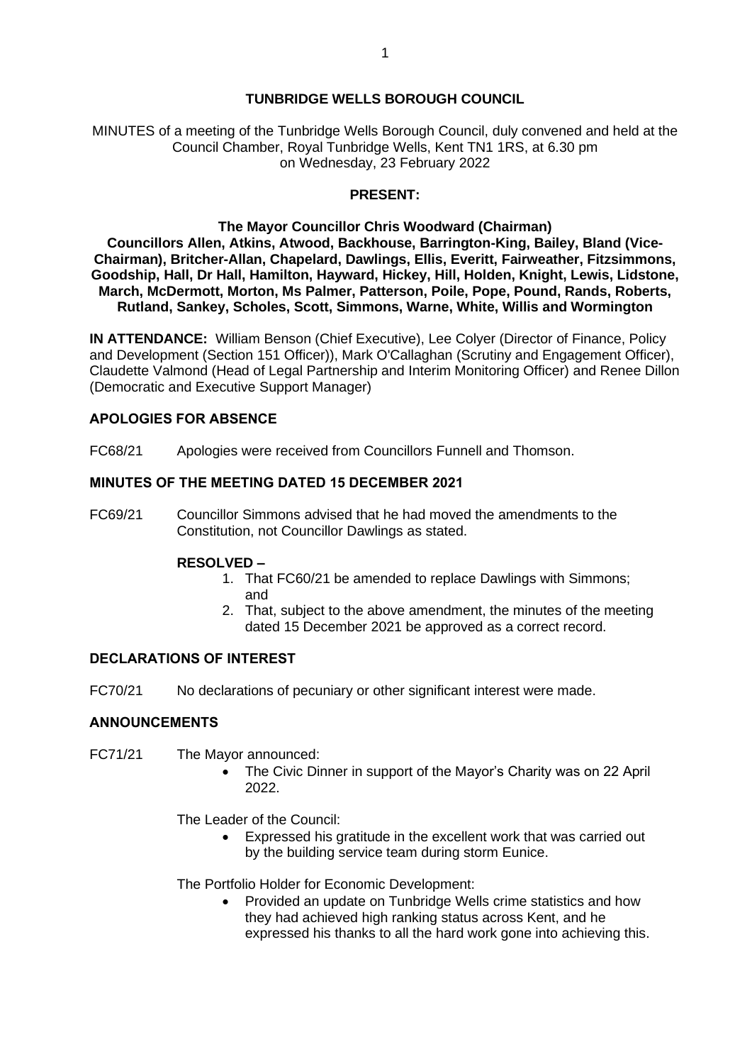# TUNBRIDGE WELLS BOROUGH COUNCIL

MINUTES of a meeting of the Tunbridge Wells Borough Council, duly convened and held at the Council Chamber, Royal Tunbridge Wells, Kent TN1 1RS, at 6.30 pm on Wednesday, 23 February 2022

## PRESENT:

**The Mayor Councillor Chris Woodward (Chairman)**
**Councillors Allen, Atkins, Atwood, Backhouse, Barrington-King, Bailey, Bland (Vice-Chairman), Britcher-Allan, Chapelard, Dawlings, Ellis, Everitt, Fairweather, Fitzsimmons, Goodship, Hall, Dr Hall, Hamilton, Hayward, Hickey, Hill, Holden, Knight, Lewis, Lidstone, March, McDermott, Morton, Ms Palmer, Patterson, Poile, Pope, Pound, Rands, Roberts, Rutland, Sankey, Scholes, Scott, Simmons, Warne, White, Willis and Wormington**

**IN ATTENDANCE:** William Benson (Chief Executive), Lee Colyer (Director of Finance, Policy and Development (Section 151 Officer)), Mark O'Callaghan (Scrutiny and Engagement Officer), Claudette Valmond (Head of Legal Partnership and Interim Monitoring Officer) and Renee Dillon (Democratic and Executive Support Manager)

## APOLOGIES FOR ABSENCE

FC68/21 Apologies were received from Councillors Funnell and Thomson.

## MINUTES OF THE MEETING DATED 15 DECEMBER 2021

FC69/21 Councillor Simmons advised that he had moved the amendments to the Constitution, not Councillor Dawlings as stated.

**RESOLVED –**

1. That FC60/21 be amended to replace Dawlings with Simmons; and
2. That, subject to the above amendment, the minutes of the meeting dated 15 December 2021 be approved as a correct record.

## DECLARATIONS OF INTEREST

FC70/21 No declarations of pecuniary or other significant interest were made.

## ANNOUNCEMENTS

FC71/21 The Mayor announced:

- The Civic Dinner in support of the Mayor's Charity was on 22 April 2022.

The Leader of the Council:

- Expressed his gratitude in the excellent work that was carried out by the building service team during storm Eunice.

The Portfolio Holder for Economic Development:

- Provided an update on Tunbridge Wells crime statistics and how they had achieved high ranking status across Kent, and he expressed his thanks to all the hard work gone into achieving this.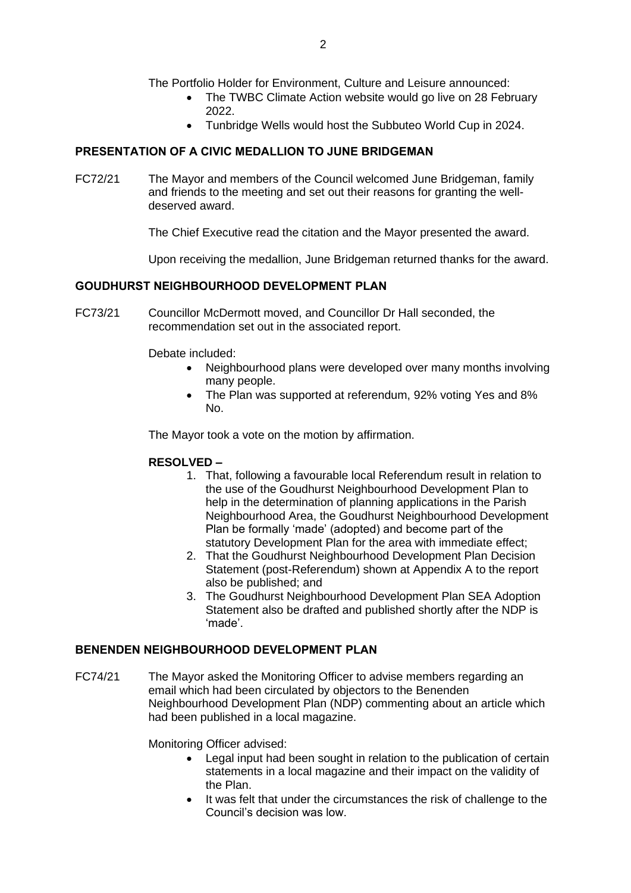The Portfolio Holder for Environment, Culture and Leisure announced:

- The TWBC Climate Action website would go live on 28 February 2022.
- Tunbridge Wells would host the Subbuteo World Cup in 2024.

**PRESENTATION OF A CIVIC MEDALLION TO JUNE BRIDGEMAN**

FC72/21 The Mayor and members of the Council welcomed June Bridgeman, family and friends to the meeting and set out their reasons for granting the well-deserved award.

The Chief Executive read the citation and the Mayor presented the award.

Upon receiving the medallion, June Bridgeman returned thanks for the award.

**GOUDHURST NEIGHBOURHOOD DEVELOPMENT PLAN**

FC73/21 Councillor McDermott moved, and Councillor Dr Hall seconded, the recommendation set out in the associated report.

Debate included:

- Neighbourhood plans were developed over many months involving many people.
- The Plan was supported at referendum, 92% voting Yes and 8% No.

The Mayor took a vote on the motion by affirmation.

**RESOLVED –**

1. That, following a favourable local Referendum result in relation to the use of the Goudhurst Neighbourhood Development Plan to help in the determination of planning applications in the Parish Neighbourhood Area, the Goudhurst Neighbourhood Development Plan be formally 'made' (adopted) and become part of the statutory Development Plan for the area with immediate effect;
2. That the Goudhurst Neighbourhood Development Plan Decision Statement (post-Referendum) shown at Appendix A to the report also be published; and
3. The Goudhurst Neighbourhood Development Plan SEA Adoption Statement also be drafted and published shortly after the NDP is 'made'.

**BENENDEN NEIGHBOURHOOD DEVELOPMENT PLAN**

FC74/21 The Mayor asked the Monitoring Officer to advise members regarding an email which had been circulated by objectors to the Benenden Neighbourhood Development Plan (NDP) commenting about an article which had been published in a local magazine.

Monitoring Officer advised:

- Legal input had been sought in relation to the publication of certain statements in a local magazine and their impact on the validity of the Plan.
- It was felt that under the circumstances the risk of challenge to the Council's decision was low.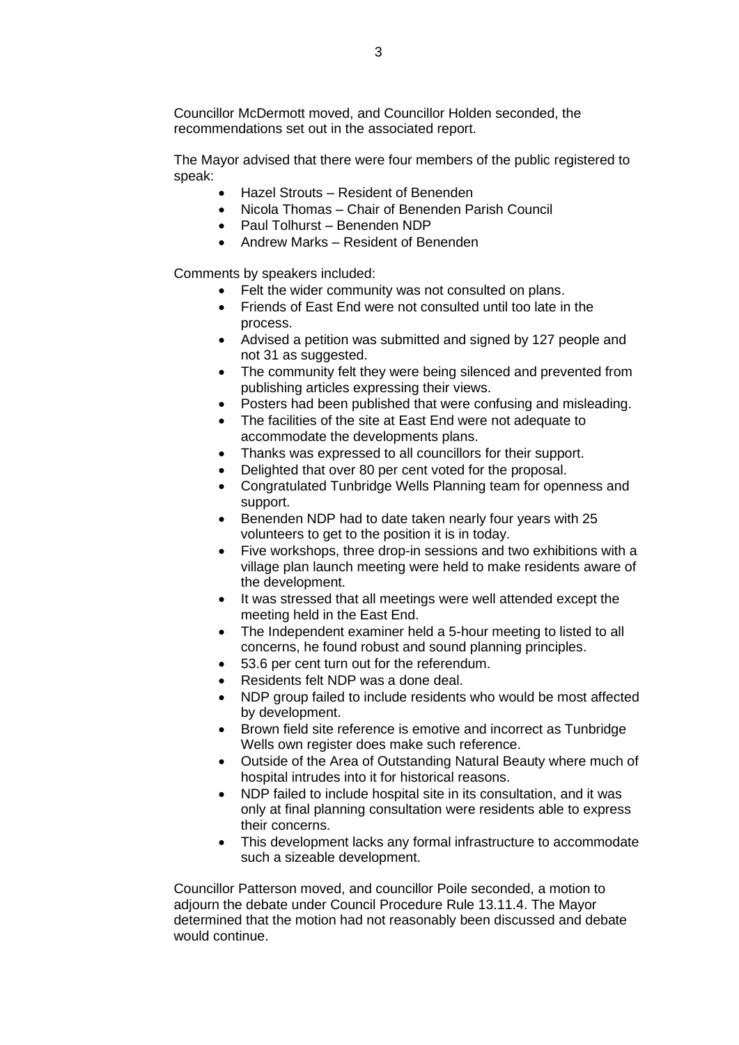Councillor McDermott moved, and Councillor Holden seconded, the recommendations set out in the associated report.

The Mayor advised that there were four members of the public registered to speak:

- Hazel Strouts – Resident of Benenden
- Nicola Thomas – Chair of Benenden Parish Council
- Paul Tolhurst – Benenden NDP
- Andrew Marks – Resident of Benenden

Comments by speakers included:

- Felt the wider community was not consulted on plans.
- Friends of East End were not consulted until too late in the process.
- Advised a petition was submitted and signed by 127 people and not 31 as suggested.
- The community felt they were being silenced and prevented from publishing articles expressing their views.
- Posters had been published that were confusing and misleading.
- The facilities of the site at East End were not adequate to accommodate the developments plans.
- Thanks was expressed to all councillors for their support.
- Delighted that over 80 per cent voted for the proposal.
- Congratulated Tunbridge Wells Planning team for openness and support.
- Benenden NDP had to date taken nearly four years with 25 volunteers to get to the position it is in today.
- Five workshops, three drop-in sessions and two exhibitions with a village plan launch meeting were held to make residents aware of the development.
- It was stressed that all meetings were well attended except the meeting held in the East End.
- The Independent examiner held a 5-hour meeting to listed to all concerns, he found robust and sound planning principles.
- 53.6 per cent turn out for the referendum.
- Residents felt NDP was a done deal.
- NDP group failed to include residents who would be most affected by development.
- Brown field site reference is emotive and incorrect as Tunbridge Wells own register does make such reference.
- Outside of the Area of Outstanding Natural Beauty where much of hospital intrudes into it for historical reasons.
- NDP failed to include hospital site in its consultation, and it was only at final planning consultation were residents able to express their concerns.
- This development lacks any formal infrastructure to accommodate such a sizeable development.

Councillor Patterson moved, and councillor Poile seconded, a motion to adjourn the debate under Council Procedure Rule 13.11.4. The Mayor determined that the motion had not reasonably been discussed and debate would continue.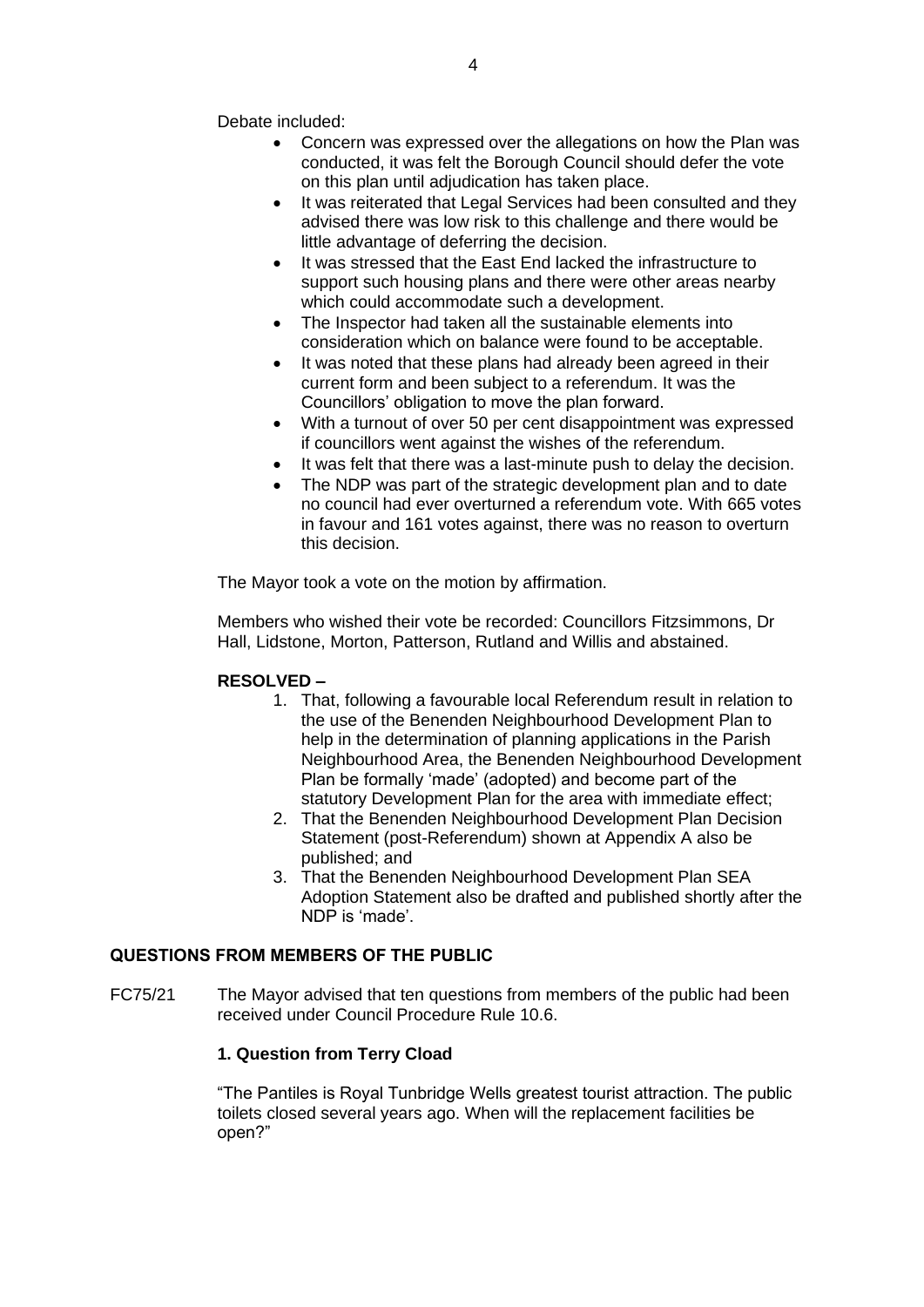Debate included:

- Concern was expressed over the allegations on how the Plan was conducted, it was felt the Borough Council should defer the vote on this plan until adjudication has taken place.
- It was reiterated that Legal Services had been consulted and they advised there was low risk to this challenge and there would be little advantage of deferring the decision.
- It was stressed that the East End lacked the infrastructure to support such housing plans and there were other areas nearby which could accommodate such a development.
- The Inspector had taken all the sustainable elements into consideration which on balance were found to be acceptable.
- It was noted that these plans had already been agreed in their current form and been subject to a referendum. It was the Councillors' obligation to move the plan forward.
- With a turnout of over 50 per cent disappointment was expressed if councillors went against the wishes of the referendum.
- It was felt that there was a last-minute push to delay the decision.
- The NDP was part of the strategic development plan and to date no council had ever overturned a referendum vote. With 665 votes in favour and 161 votes against, there was no reason to overturn this decision.

The Mayor took a vote on the motion by affirmation.

Members who wished their vote be recorded: Councillors Fitzsimmons, Dr Hall, Lidstone, Morton, Patterson, Rutland and Willis and abstained.

**RESOLVED –**

1. That, following a favourable local Referendum result in relation to the use of the Benenden Neighbourhood Development Plan to help in the determination of planning applications in the Parish Neighbourhood Area, the Benenden Neighbourhood Development Plan be formally 'made' (adopted) and become part of the statutory Development Plan for the area with immediate effect;
2. That the Benenden Neighbourhood Development Plan Decision Statement (post-Referendum) shown at Appendix A also be published; and
3. That the Benenden Neighbourhood Development Plan SEA Adoption Statement also be drafted and published shortly after the NDP is 'made'.

## QUESTIONS FROM MEMBERS OF THE PUBLIC

FC75/21 The Mayor advised that ten questions from members of the public had been received under Council Procedure Rule 10.6.

**1. Question from Terry Cload**

"The Pantiles is Royal Tunbridge Wells greatest tourist attraction. The public toilets closed several years ago. When will the replacement facilities be open?"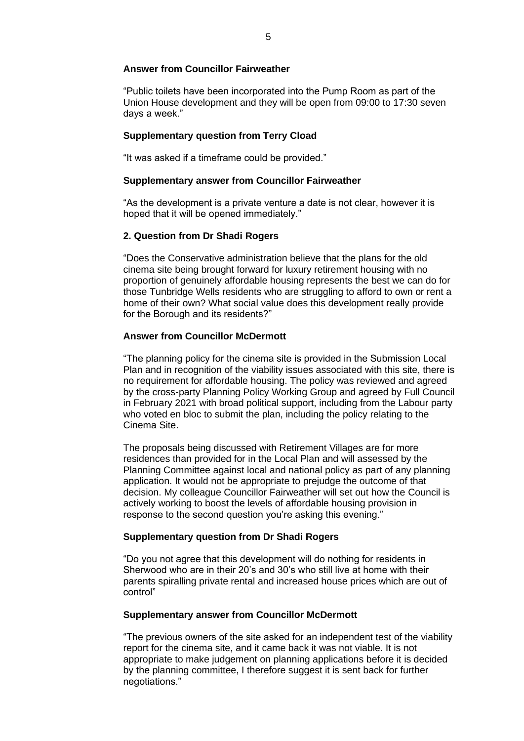**Answer from Councillor Fairweather**

"Public toilets have been incorporated into the Pump Room as part of the Union House development and they will be open from 09:00 to 17:30 seven days a week."

**Supplementary question from Terry Cload**

"It was asked if a timeframe could be provided."

**Supplementary answer from Councillor Fairweather**

"As the development is a private venture a date is not clear, however it is hoped that it will be opened immediately."

**2. Question from Dr Shadi Rogers**

"Does the Conservative administration believe that the plans for the old cinema site being brought forward for luxury retirement housing with no proportion of genuinely affordable housing represents the best we can do for those Tunbridge Wells residents who are struggling to afford to own or rent a home of their own? What social value does this development really provide for the Borough and its residents?"

**Answer from Councillor McDermott**

"The planning policy for the cinema site is provided in the Submission Local Plan and in recognition of the viability issues associated with this site, there is no requirement for affordable housing. The policy was reviewed and agreed by the cross-party Planning Policy Working Group and agreed by Full Council in February 2021 with broad political support, including from the Labour party who voted en bloc to submit the plan, including the policy relating to the Cinema Site.

The proposals being discussed with Retirement Villages are for more residences than provided for in the Local Plan and will assessed by the Planning Committee against local and national policy as part of any planning application. It would not be appropriate to prejudge the outcome of that decision. My colleague Councillor Fairweather will set out how the Council is actively working to boost the levels of affordable housing provision in response to the second question you're asking this evening."

**Supplementary question from Dr Shadi Rogers**

"Do you not agree that this development will do nothing for residents in Sherwood who are in their 20's and 30's who still live at home with their parents spiralling private rental and increased house prices which are out of control"

**Supplementary answer from Councillor McDermott**

"The previous owners of the site asked for an independent test of the viability report for the cinema site, and it came back it was not viable. It is not appropriate to make judgement on planning applications before it is decided by the planning committee, I therefore suggest it is sent back for further negotiations."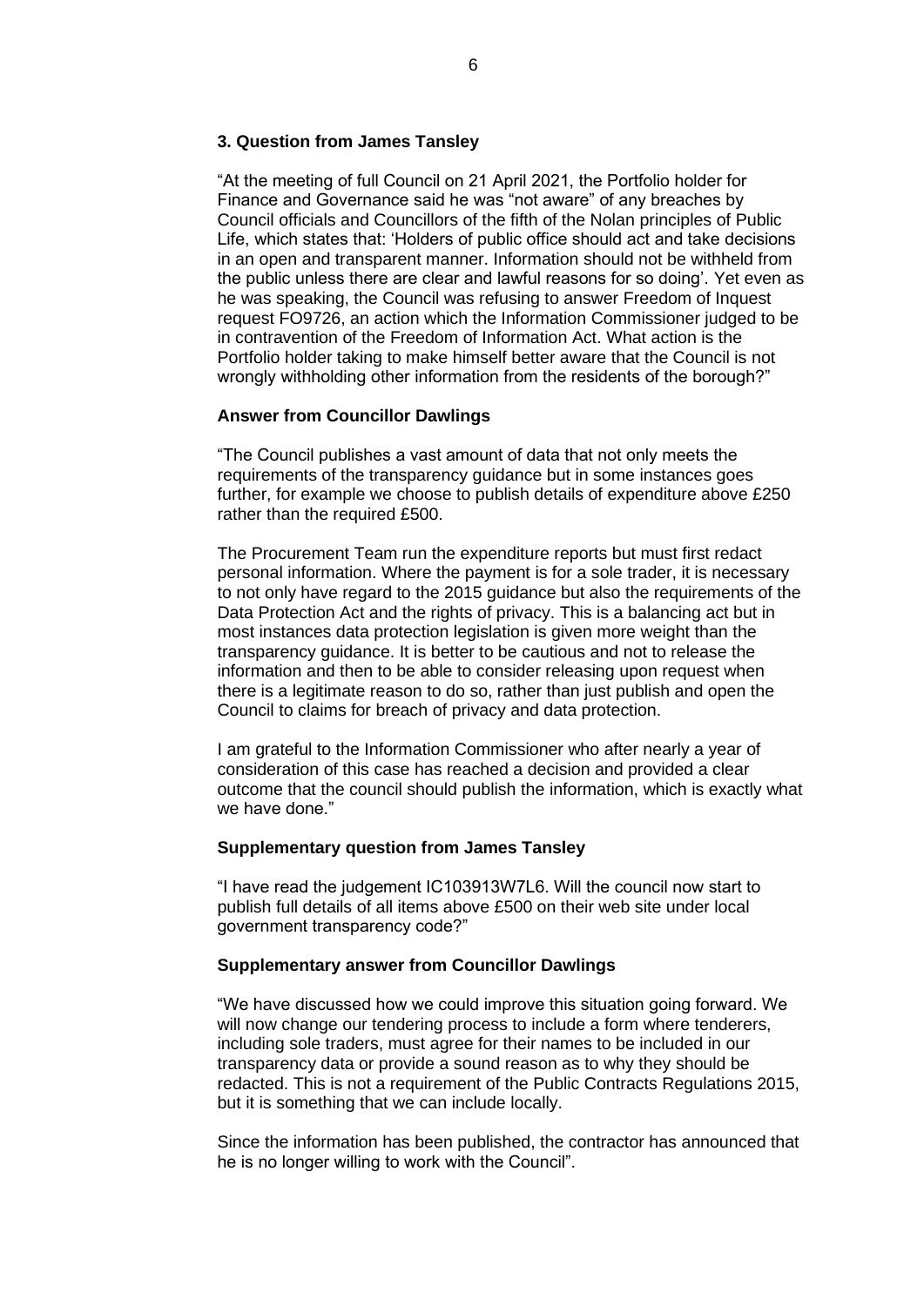### 3. Question from James Tansley

"At the meeting of full Council on 21 April 2021, the Portfolio holder for Finance and Governance said he was "not aware" of any breaches by Council officials and Councillors of the fifth of the Nolan principles of Public Life, which states that: 'Holders of public office should act and take decisions in an open and transparent manner. Information should not be withheld from the public unless there are clear and lawful reasons for so doing'. Yet even as he was speaking, the Council was refusing to answer Freedom of Inquest request FO9726, an action which the Information Commissioner judged to be in contravention of the Freedom of Information Act. What action is the Portfolio holder taking to make himself better aware that the Council is not wrongly withholding other information from the residents of the borough?"

### Answer from Councillor Dawlings

"The Council publishes a vast amount of data that not only meets the requirements of the transparency guidance but in some instances goes further, for example we choose to publish details of expenditure above £250 rather than the required £500.

The Procurement Team run the expenditure reports but must first redact personal information. Where the payment is for a sole trader, it is necessary to not only have regard to the 2015 guidance but also the requirements of the Data Protection Act and the rights of privacy. This is a balancing act but in most instances data protection legislation is given more weight than the transparency guidance. It is better to be cautious and not to release the information and then to be able to consider releasing upon request when there is a legitimate reason to do so, rather than just publish and open the Council to claims for breach of privacy and data protection.

I am grateful to the Information Commissioner who after nearly a year of consideration of this case has reached a decision and provided a clear outcome that the council should publish the information, which is exactly what we have done."

### Supplementary question from James Tansley

"I have read the judgement IC103913W7L6. Will the council now start to publish full details of all items above £500 on their web site under local government transparency code?"

### Supplementary answer from Councillor Dawlings

"We have discussed how we could improve this situation going forward. We will now change our tendering process to include a form where tenderers, including sole traders, must agree for their names to be included in our transparency data or provide a sound reason as to why they should be redacted. This is not a requirement of the Public Contracts Regulations 2015, but it is something that we can include locally.

Since the information has been published, the contractor has announced that he is no longer willing to work with the Council".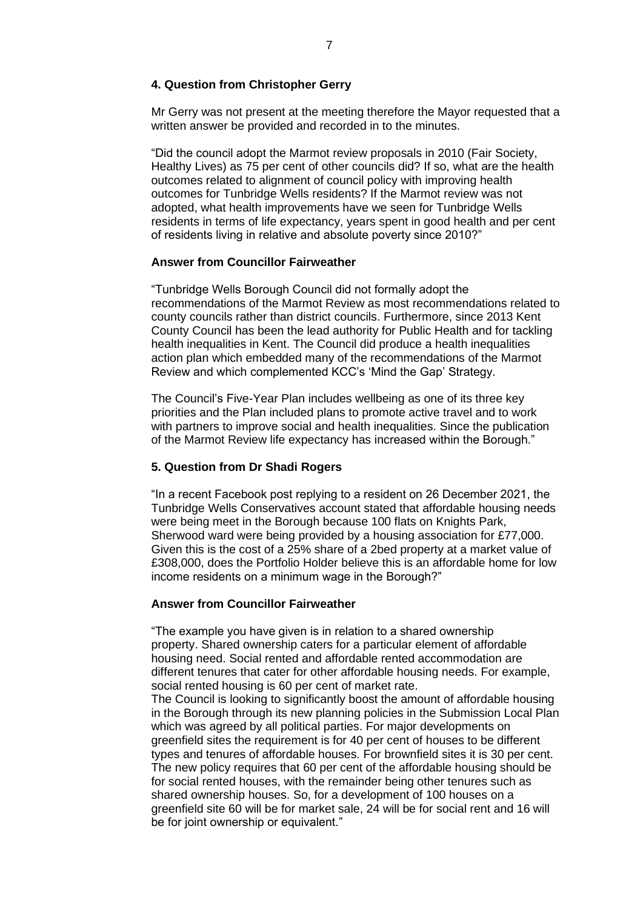**4. Question from Christopher Gerry**

Mr Gerry was not present at the meeting therefore the Mayor requested that a written answer be provided and recorded in to the minutes.

"Did the council adopt the Marmot review proposals in 2010 (Fair Society, Healthy Lives) as 75 per cent of other councils did? If so, what are the health outcomes related to alignment of council policy with improving health outcomes for Tunbridge Wells residents? If the Marmot review was not adopted, what health improvements have we seen for Tunbridge Wells residents in terms of life expectancy, years spent in good health and per cent of residents living in relative and absolute poverty since 2010?"

**Answer from Councillor Fairweather**

"Tunbridge Wells Borough Council did not formally adopt the recommendations of the Marmot Review as most recommendations related to county councils rather than district councils. Furthermore, since 2013 Kent County Council has been the lead authority for Public Health and for tackling health inequalities in Kent. The Council did produce a health inequalities action plan which embedded many of the recommendations of the Marmot Review and which complemented KCC's 'Mind the Gap' Strategy.

The Council's Five-Year Plan includes wellbeing as one of its three key priorities and the Plan included plans to promote active travel and to work with partners to improve social and health inequalities. Since the publication of the Marmot Review life expectancy has increased within the Borough."

**5. Question from Dr Shadi Rogers**

"In a recent Facebook post replying to a resident on 26 December 2021, the Tunbridge Wells Conservatives account stated that affordable housing needs were being meet in the Borough because 100 flats on Knights Park, Sherwood ward were being provided by a housing association for £77,000. Given this is the cost of a 25% share of a 2bed property at a market value of £308,000, does the Portfolio Holder believe this is an affordable home for low income residents on a minimum wage in the Borough?"

**Answer from Councillor Fairweather**

"The example you have given is in relation to a shared ownership property. Shared ownership caters for a particular element of affordable housing need. Social rented and affordable rented accommodation are different tenures that cater for other affordable housing needs. For example, social rented housing is 60 per cent of market rate.
The Council is looking to significantly boost the amount of affordable housing in the Borough through its new planning policies in the Submission Local Plan which was agreed by all political parties. For major developments on greenfield sites the requirement is for 40 per cent of houses to be different types and tenures of affordable houses. For brownfield sites it is 30 per cent. The new policy requires that 60 per cent of the affordable housing should be for social rented houses, with the remainder being other tenures such as shared ownership houses. So, for a development of 100 houses on a greenfield site 60 will be for market sale, 24 will be for social rent and 16 will be for joint ownership or equivalent."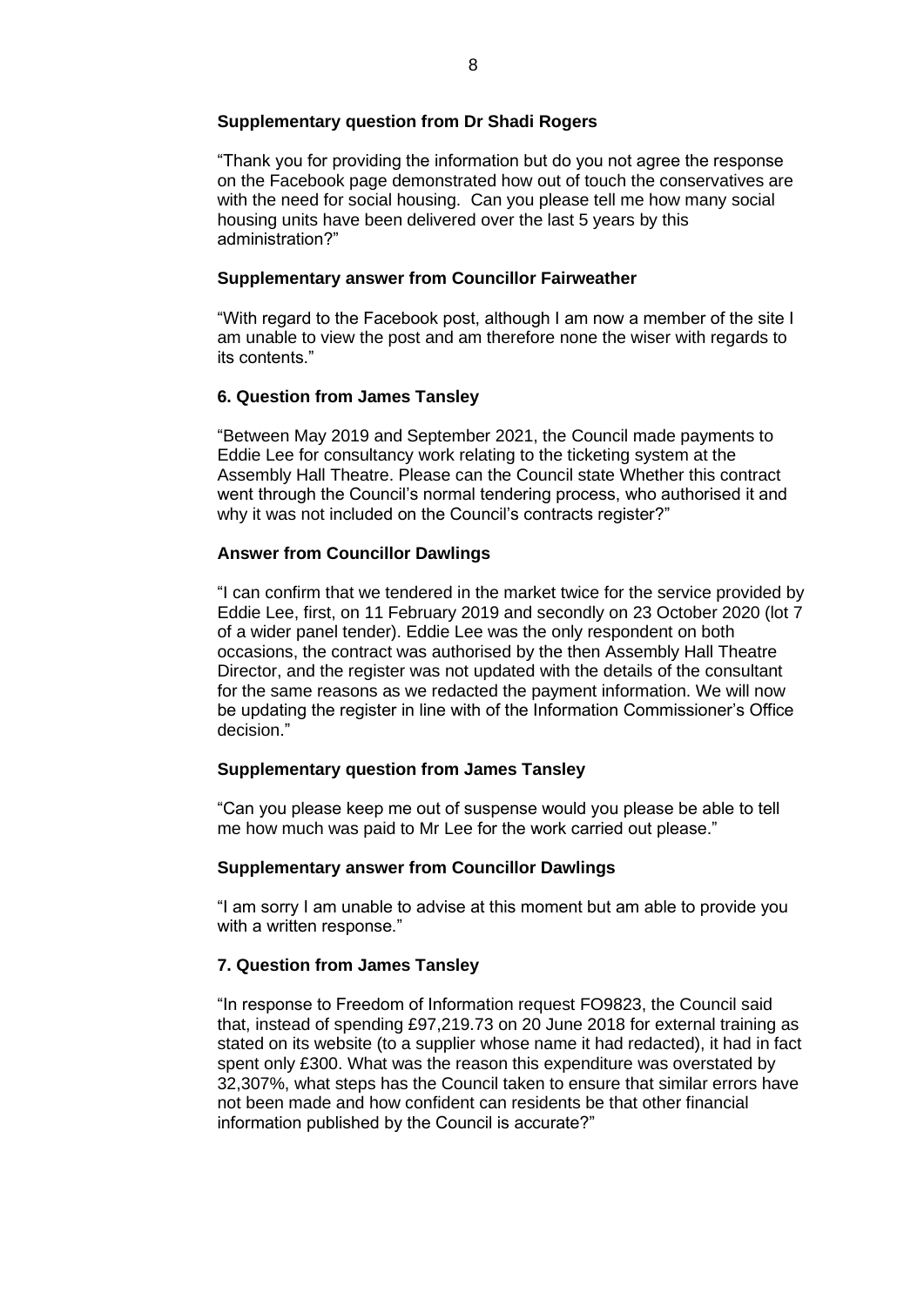**Supplementary question from Dr Shadi Rogers**

"Thank you for providing the information but do you not agree the response on the Facebook page demonstrated how out of touch the conservatives are with the need for social housing. Can you please tell me how many social housing units have been delivered over the last 5 years by this administration?"

**Supplementary answer from Councillor Fairweather**

"With regard to the Facebook post, although I am now a member of the site I am unable to view the post and am therefore none the wiser with regards to its contents."

**6. Question from James Tansley**

"Between May 2019 and September 2021, the Council made payments to Eddie Lee for consultancy work relating to the ticketing system at the Assembly Hall Theatre. Please can the Council state Whether this contract went through the Council's normal tendering process, who authorised it and why it was not included on the Council's contracts register?"

**Answer from Councillor Dawlings**

"I can confirm that we tendered in the market twice for the service provided by Eddie Lee, first, on 11 February 2019 and secondly on 23 October 2020 (lot 7 of a wider panel tender). Eddie Lee was the only respondent on both occasions, the contract was authorised by the then Assembly Hall Theatre Director, and the register was not updated with the details of the consultant for the same reasons as we redacted the payment information. We will now be updating the register in line with of the Information Commissioner's Office decision."

**Supplementary question from James Tansley**

"Can you please keep me out of suspense would you please be able to tell me how much was paid to Mr Lee for the work carried out please."

**Supplementary answer from Councillor Dawlings**

"I am sorry I am unable to advise at this moment but am able to provide you with a written response."

**7. Question from James Tansley**

"In response to Freedom of Information request FO9823, the Council said that, instead of spending £97,219.73 on 20 June 2018 for external training as stated on its website (to a supplier whose name it had redacted), it had in fact spent only £300. What was the reason this expenditure was overstated by 32,307%, what steps has the Council taken to ensure that similar errors have not been made and how confident can residents be that other financial information published by the Council is accurate?"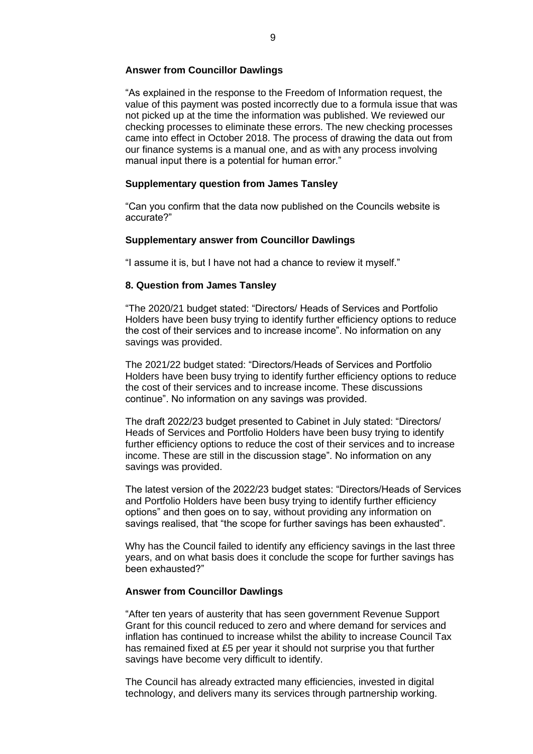**Answer from Councillor Dawlings**

"As explained in the response to the Freedom of Information request, the value of this payment was posted incorrectly due to a formula issue that was not picked up at the time the information was published. We reviewed our checking processes to eliminate these errors. The new checking processes came into effect in October 2018. The process of drawing the data out from our finance systems is a manual one, and as with any process involving manual input there is a potential for human error."

**Supplementary question from James Tansley**

"Can you confirm that the data now published on the Councils website is accurate?"

**Supplementary answer from Councillor Dawlings**

"I assume it is, but I have not had a chance to review it myself."

**8. Question from James Tansley**

"The 2020/21 budget stated: "Directors/ Heads of Services and Portfolio Holders have been busy trying to identify further efficiency options to reduce the cost of their services and to increase income". No information on any savings was provided.

The 2021/22 budget stated: "Directors/Heads of Services and Portfolio Holders have been busy trying to identify further efficiency options to reduce the cost of their services and to increase income. These discussions continue". No information on any savings was provided.

The draft 2022/23 budget presented to Cabinet in July stated: "Directors/ Heads of Services and Portfolio Holders have been busy trying to identify further efficiency options to reduce the cost of their services and to increase income. These are still in the discussion stage". No information on any savings was provided.

The latest version of the 2022/23 budget states: "Directors/Heads of Services and Portfolio Holders have been busy trying to identify further efficiency options" and then goes on to say, without providing any information on savings realised, that "the scope for further savings has been exhausted".

Why has the Council failed to identify any efficiency savings in the last three years, and on what basis does it conclude the scope for further savings has been exhausted?"

**Answer from Councillor Dawlings**

"After ten years of austerity that has seen government Revenue Support Grant for this council reduced to zero and where demand for services and inflation has continued to increase whilst the ability to increase Council Tax has remained fixed at £5 per year it should not surprise you that further savings have become very difficult to identify.

The Council has already extracted many efficiencies, invested in digital technology, and delivers many its services through partnership working.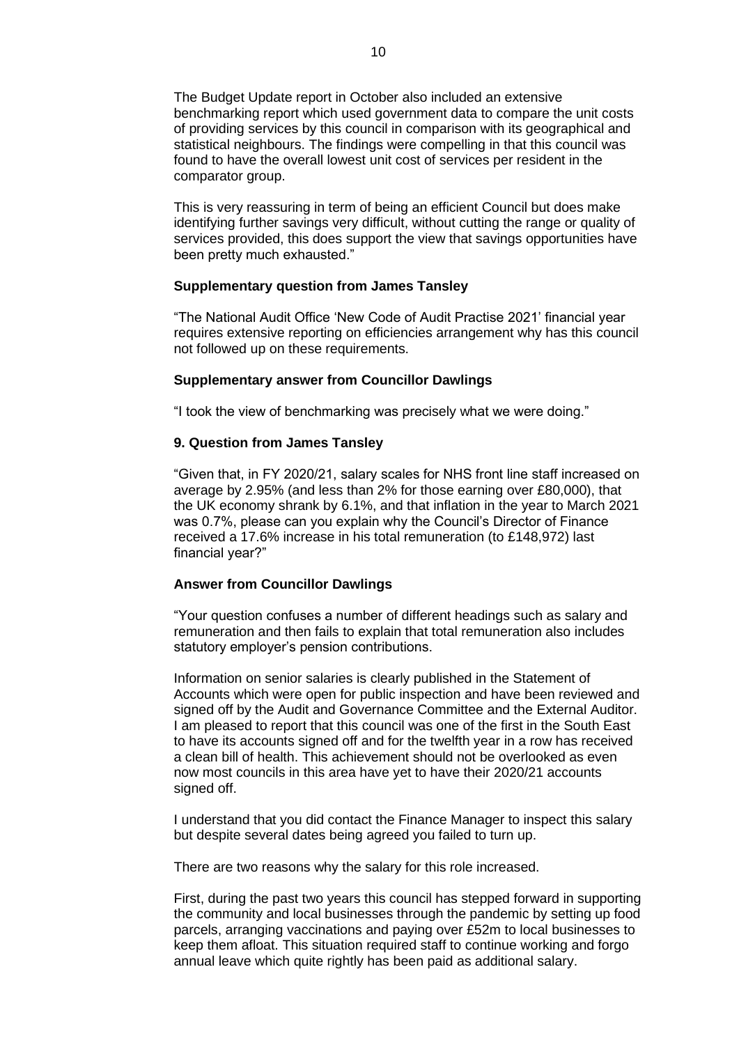The Budget Update report in October also included an extensive benchmarking report which used government data to compare the unit costs of providing services by this council in comparison with its geographical and statistical neighbours. The findings were compelling in that this council was found to have the overall lowest unit cost of services per resident in the comparator group.

This is very reassuring in term of being an efficient Council but does make identifying further savings very difficult, without cutting the range or quality of services provided, this does support the view that savings opportunities have been pretty much exhausted."

**Supplementary question from James Tansley**

"The National Audit Office 'New Code of Audit Practise 2021' financial year requires extensive reporting on efficiencies arrangement why has this council not followed up on these requirements.

**Supplementary answer from Councillor Dawlings**

"I took the view of benchmarking was precisely what we were doing."

**9. Question from James Tansley**

"Given that, in FY 2020/21, salary scales for NHS front line staff increased on average by 2.95% (and less than 2% for those earning over £80,000), that the UK economy shrank by 6.1%, and that inflation in the year to March 2021 was 0.7%, please can you explain why the Council's Director of Finance received a 17.6% increase in his total remuneration (to £148,972) last financial year?"

**Answer from Councillor Dawlings**

"Your question confuses a number of different headings such as salary and remuneration and then fails to explain that total remuneration also includes statutory employer's pension contributions.

Information on senior salaries is clearly published in the Statement of Accounts which were open for public inspection and have been reviewed and signed off by the Audit and Governance Committee and the External Auditor. I am pleased to report that this council was one of the first in the South East to have its accounts signed off and for the twelfth year in a row has received a clean bill of health. This achievement should not be overlooked as even now most councils in this area have yet to have their 2020/21 accounts signed off.

I understand that you did contact the Finance Manager to inspect this salary but despite several dates being agreed you failed to turn up.

There are two reasons why the salary for this role increased.

First, during the past two years this council has stepped forward in supporting the community and local businesses through the pandemic by setting up food parcels, arranging vaccinations and paying over £52m to local businesses to keep them afloat. This situation required staff to continue working and forgo annual leave which quite rightly has been paid as additional salary.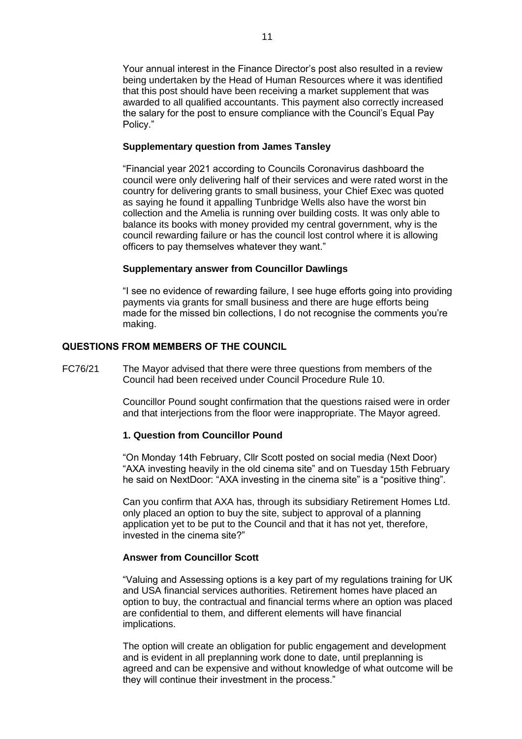Your annual interest in the Finance Director's post also resulted in a review being undertaken by the Head of Human Resources where it was identified that this post should have been receiving a market supplement that was awarded to all qualified accountants. This payment also correctly increased the salary for the post to ensure compliance with the Council's Equal Pay Policy."

**Supplementary question from James Tansley**

"Financial year 2021 according to Councils Coronavirus dashboard the council were only delivering half of their services and were rated worst in the country for delivering grants to small business, your Chief Exec was quoted as saying he found it appalling Tunbridge Wells also have the worst bin collection and the Amelia is running over building costs. It was only able to balance its books with money provided my central government, why is the council rewarding failure or has the council lost control where it is allowing officers to pay themselves whatever they want."

**Supplementary answer from Councillor Dawlings**

"I see no evidence of rewarding failure, I see huge efforts going into providing payments via grants for small business and there are huge efforts being made for the missed bin collections, I do not recognise the comments you're making.

## QUESTIONS FROM MEMBERS OF THE COUNCIL

FC76/21 The Mayor advised that there were three questions from members of the Council had been received under Council Procedure Rule 10.

Councillor Pound sought confirmation that the questions raised were in order and that interjections from the floor were inappropriate. The Mayor agreed.

**1. Question from Councillor Pound**

"On Monday 14th February, Cllr Scott posted on social media (Next Door) "AXA investing heavily in the old cinema site" and on Tuesday 15th February he said on NextDoor: "AXA investing in the cinema site" is a "positive thing".

Can you confirm that AXA has, through its subsidiary Retirement Homes Ltd. only placed an option to buy the site, subject to approval of a planning application yet to be put to the Council and that it has not yet, therefore, invested in the cinema site?"

**Answer from Councillor Scott**

"Valuing and Assessing options is a key part of my regulations training for UK and USA financial services authorities. Retirement homes have placed an option to buy, the contractual and financial terms where an option was placed are confidential to them, and different elements will have financial implications.

The option will create an obligation for public engagement and development and is evident in all preplanning work done to date, until preplanning is agreed and can be expensive and without knowledge of what outcome will be they will continue their investment in the process."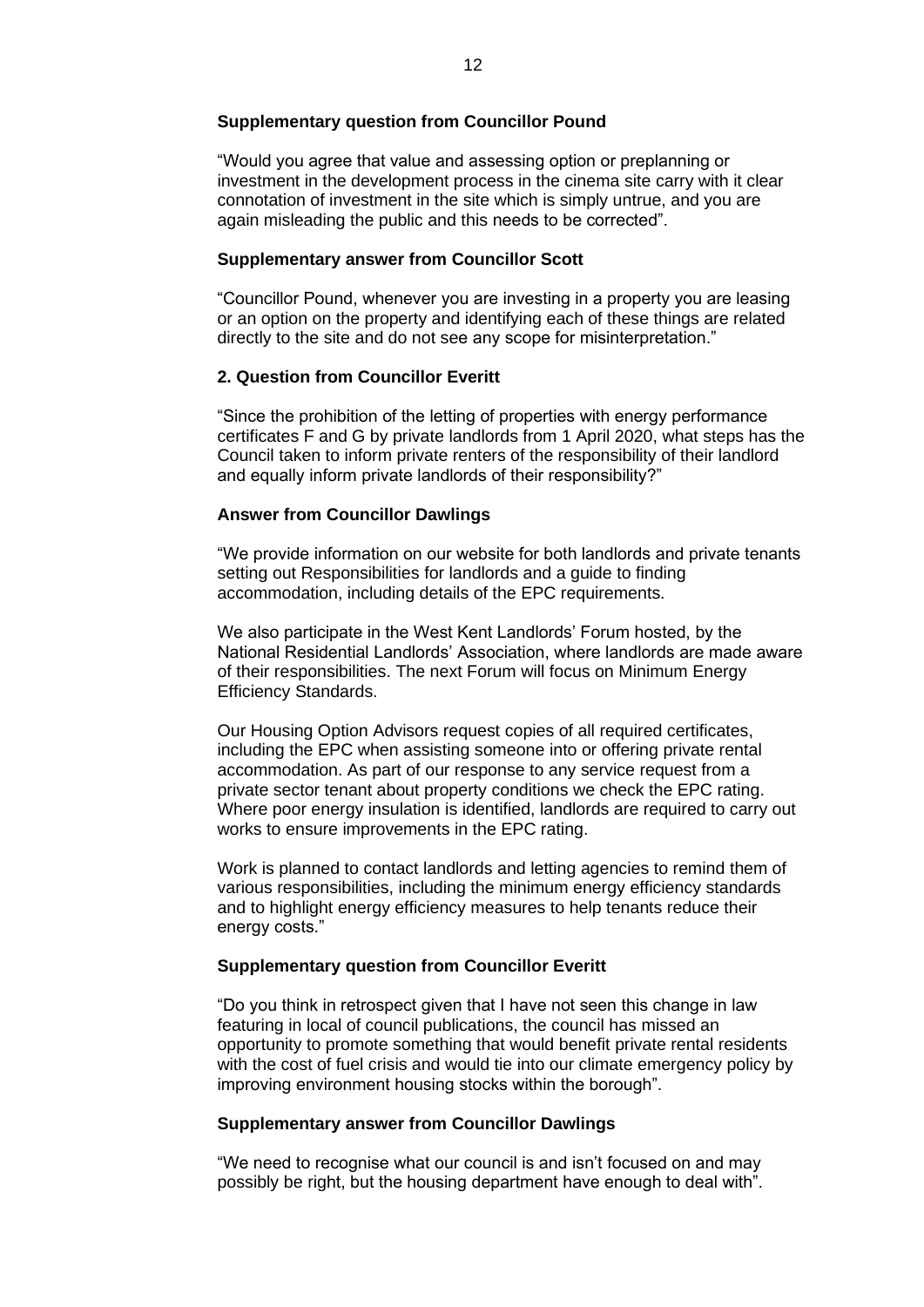**Supplementary question from Councillor Pound**

"Would you agree that value and assessing option or preplanning or investment in the development process in the cinema site carry with it clear connotation of investment in the site which is simply untrue, and you are again misleading the public and this needs to be corrected".

**Supplementary answer from Councillor Scott**

"Councillor Pound, whenever you are investing in a property you are leasing or an option on the property and identifying each of these things are related directly to the site and do not see any scope for misinterpretation."

**2. Question from Councillor Everitt**

"Since the prohibition of the letting of properties with energy performance certificates F and G by private landlords from 1 April 2020, what steps has the Council taken to inform private renters of the responsibility of their landlord and equally inform private landlords of their responsibility?"

**Answer from Councillor Dawlings**

"We provide information on our website for both landlords and private tenants setting out Responsibilities for landlords and a guide to finding accommodation, including details of the EPC requirements.

We also participate in the West Kent Landlords' Forum hosted, by the National Residential Landlords' Association, where landlords are made aware of their responsibilities. The next Forum will focus on Minimum Energy Efficiency Standards.

Our Housing Option Advisors request copies of all required certificates, including the EPC when assisting someone into or offering private rental accommodation. As part of our response to any service request from a private sector tenant about property conditions we check the EPC rating. Where poor energy insulation is identified, landlords are required to carry out works to ensure improvements in the EPC rating.

Work is planned to contact landlords and letting agencies to remind them of various responsibilities, including the minimum energy efficiency standards and to highlight energy efficiency measures to help tenants reduce their energy costs."

**Supplementary question from Councillor Everitt**

"Do you think in retrospect given that I have not seen this change in law featuring in local of council publications, the council has missed an opportunity to promote something that would benefit private rental residents with the cost of fuel crisis and would tie into our climate emergency policy by improving environment housing stocks within the borough".

**Supplementary answer from Councillor Dawlings**

"We need to recognise what our council is and isn't focused on and may possibly be right, but the housing department have enough to deal with".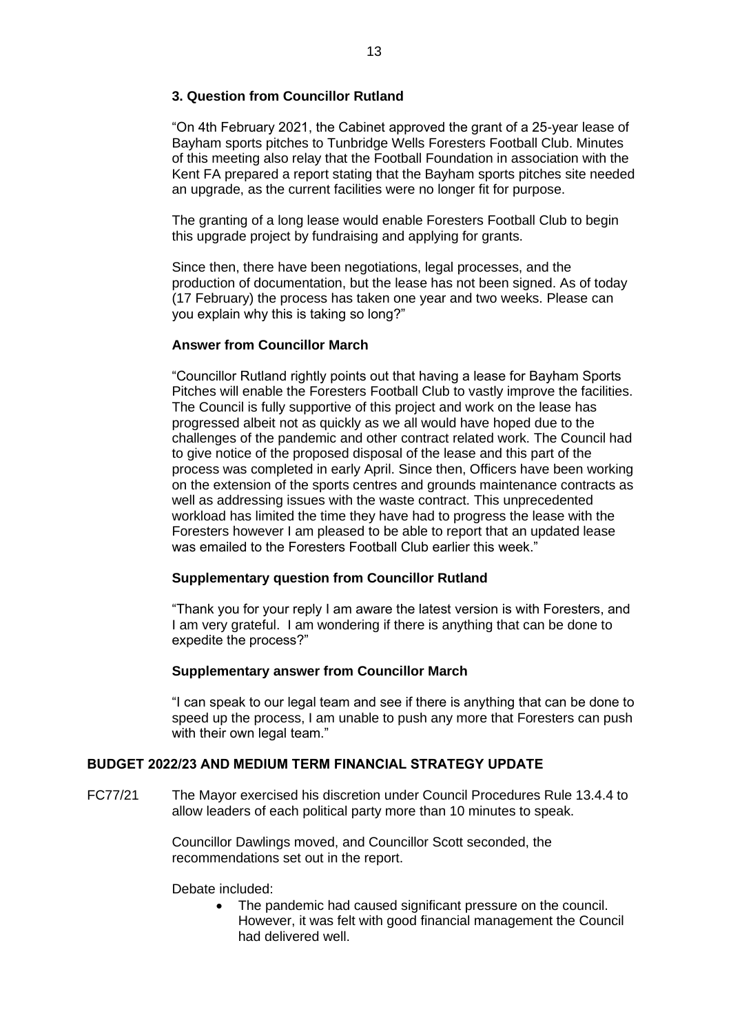**3. Question from Councillor Rutland**

"On 4th February 2021, the Cabinet approved the grant of a 25-year lease of Bayham sports pitches to Tunbridge Wells Foresters Football Club. Minutes of this meeting also relay that the Football Foundation in association with the Kent FA prepared a report stating that the Bayham sports pitches site needed an upgrade, as the current facilities were no longer fit for purpose.

The granting of a long lease would enable Foresters Football Club to begin this upgrade project by fundraising and applying for grants.

Since then, there have been negotiations, legal processes, and the production of documentation, but the lease has not been signed. As of today (17 February) the process has taken one year and two weeks. Please can you explain why this is taking so long?"

**Answer from Councillor March**

"Councillor Rutland rightly points out that having a lease for Bayham Sports Pitches will enable the Foresters Football Club to vastly improve the facilities. The Council is fully supportive of this project and work on the lease has progressed albeit not as quickly as we all would have hoped due to the challenges of the pandemic and other contract related work. The Council had to give notice of the proposed disposal of the lease and this part of the process was completed in early April. Since then, Officers have been working on the extension of the sports centres and grounds maintenance contracts as well as addressing issues with the waste contract. This unprecedented workload has limited the time they have had to progress the lease with the Foresters however I am pleased to be able to report that an updated lease was emailed to the Foresters Football Club earlier this week."

**Supplementary question from Councillor Rutland**

"Thank you for your reply I am aware the latest version is with Foresters, and I am very grateful. I am wondering if there is anything that can be done to expedite the process?"

**Supplementary answer from Councillor March**

"I can speak to our legal team and see if there is anything that can be done to speed up the process, I am unable to push any more that Foresters can push with their own legal team."

## BUDGET 2022/23 AND MEDIUM TERM FINANCIAL STRATEGY UPDATE

FC77/21 The Mayor exercised his discretion under Council Procedures Rule 13.4.4 to allow leaders of each political party more than 10 minutes to speak.

Councillor Dawlings moved, and Councillor Scott seconded, the recommendations set out in the report.

Debate included:

- The pandemic had caused significant pressure on the council. However, it was felt with good financial management the Council had delivered well.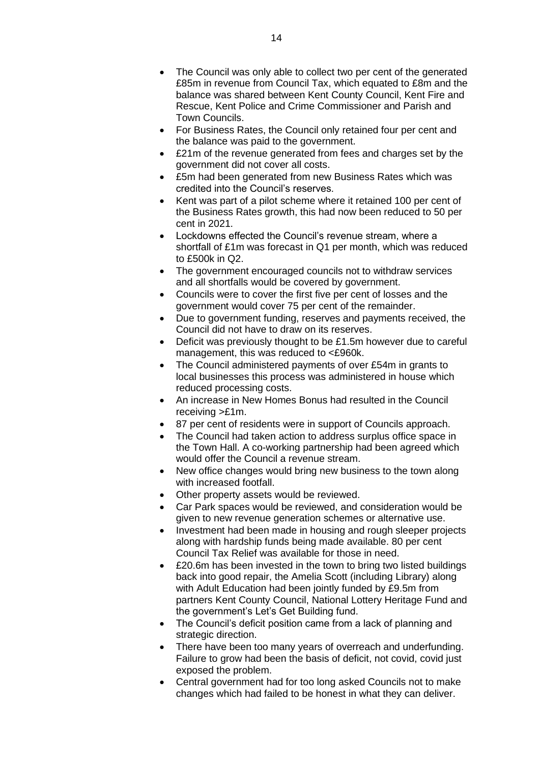- The Council was only able to collect two per cent of the generated £85m in revenue from Council Tax, which equated to £8m and the balance was shared between Kent County Council, Kent Fire and Rescue, Kent Police and Crime Commissioner and Parish and Town Councils.
- For Business Rates, the Council only retained four per cent and the balance was paid to the government.
- £21m of the revenue generated from fees and charges set by the government did not cover all costs.
- £5m had been generated from new Business Rates which was credited into the Council's reserves.
- Kent was part of a pilot scheme where it retained 100 per cent of the Business Rates growth, this had now been reduced to 50 per cent in 2021.
- Lockdowns effected the Council's revenue stream, where a shortfall of £1m was forecast in Q1 per month, which was reduced to £500k in Q2.
- The government encouraged councils not to withdraw services and all shortfalls would be covered by government.
- Councils were to cover the first five per cent of losses and the government would cover 75 per cent of the remainder.
- Due to government funding, reserves and payments received, the Council did not have to draw on its reserves.
- Deficit was previously thought to be £1.5m however due to careful management, this was reduced to <£960k.
- The Council administered payments of over £54m in grants to local businesses this process was administered in house which reduced processing costs.
- An increase in New Homes Bonus had resulted in the Council receiving >£1m.
- 87 per cent of residents were in support of Councils approach.
- The Council had taken action to address surplus office space in the Town Hall. A co-working partnership had been agreed which would offer the Council a revenue stream.
- New office changes would bring new business to the town along with increased footfall.
- Other property assets would be reviewed.
- Car Park spaces would be reviewed, and consideration would be given to new revenue generation schemes or alternative use.
- Investment had been made in housing and rough sleeper projects along with hardship funds being made available. 80 per cent Council Tax Relief was available for those in need.
- £20.6m has been invested in the town to bring two listed buildings back into good repair, the Amelia Scott (including Library) along with Adult Education had been jointly funded by £9.5m from partners Kent County Council, National Lottery Heritage Fund and the government's Let's Get Building fund.
- The Council's deficit position came from a lack of planning and strategic direction.
- There have been too many years of overreach and underfunding. Failure to grow had been the basis of deficit, not covid, covid just exposed the problem.
- Central government had for too long asked Councils not to make changes which had failed to be honest in what they can deliver.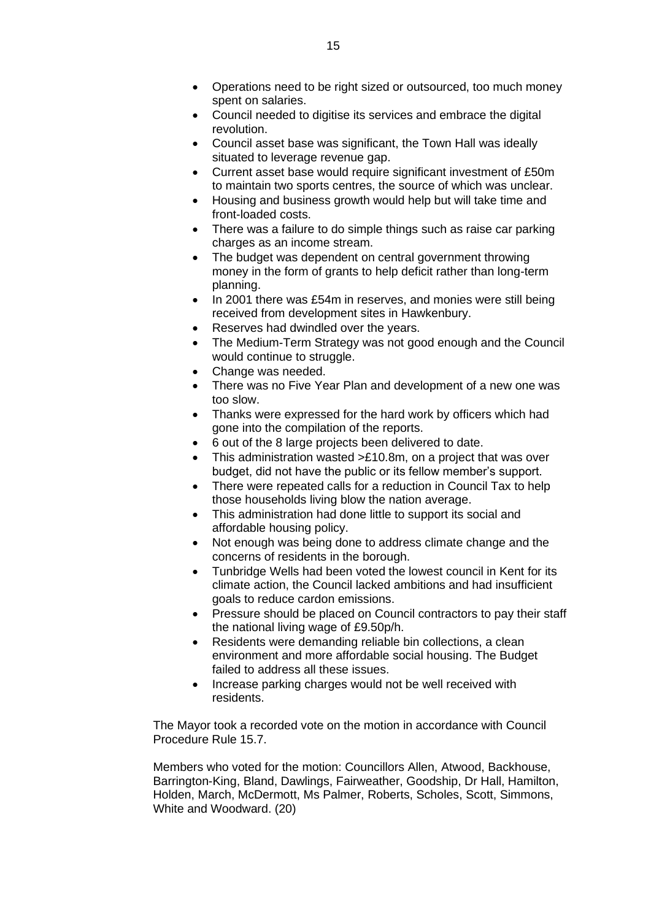- Operations need to be right sized or outsourced, too much money spent on salaries.
- Council needed to digitise its services and embrace the digital revolution.
- Council asset base was significant, the Town Hall was ideally situated to leverage revenue gap.
- Current asset base would require significant investment of £50m to maintain two sports centres, the source of which was unclear.
- Housing and business growth would help but will take time and front-loaded costs.
- There was a failure to do simple things such as raise car parking charges as an income stream.
- The budget was dependent on central government throwing money in the form of grants to help deficit rather than long-term planning.
- In 2001 there was £54m in reserves, and monies were still being received from development sites in Hawkenbury.
- Reserves had dwindled over the years.
- The Medium-Term Strategy was not good enough and the Council would continue to struggle.
- Change was needed.
- There was no Five Year Plan and development of a new one was too slow.
- Thanks were expressed for the hard work by officers which had gone into the compilation of the reports.
- 6 out of the 8 large projects been delivered to date.
- This administration wasted >£10.8m, on a project that was over budget, did not have the public or its fellow member's support.
- There were repeated calls for a reduction in Council Tax to help those households living blow the nation average.
- This administration had done little to support its social and affordable housing policy.
- Not enough was being done to address climate change and the concerns of residents in the borough.
- Tunbridge Wells had been voted the lowest council in Kent for its climate action, the Council lacked ambitions and had insufficient goals to reduce cardon emissions.
- Pressure should be placed on Council contractors to pay their staff the national living wage of £9.50p/h.
- Residents were demanding reliable bin collections, a clean environment and more affordable social housing. The Budget failed to address all these issues.
- Increase parking charges would not be well received with residents.

The Mayor took a recorded vote on the motion in accordance with Council Procedure Rule 15.7.

Members who voted for the motion: Councillors Allen, Atwood, Backhouse, Barrington-King, Bland, Dawlings, Fairweather, Goodship, Dr Hall, Hamilton, Holden, March, McDermott, Ms Palmer, Roberts, Scholes, Scott, Simmons, White and Woodward. (20)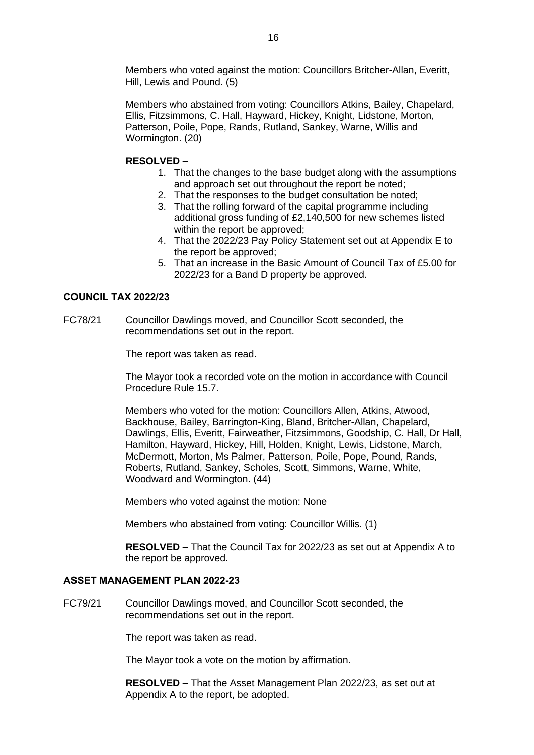Members who voted against the motion: Councillors Britcher-Allan, Everitt, Hill, Lewis and Pound. (5)

Members who abstained from voting: Councillors Atkins, Bailey, Chapelard, Ellis, Fitzsimmons, C. Hall, Hayward, Hickey, Knight, Lidstone, Morton, Patterson, Poile, Pope, Rands, Rutland, Sankey, Warne, Willis and Wormington. (20)

**RESOLVED –**

1. That the changes to the base budget along with the assumptions and approach set out throughout the report be noted;
2. That the responses to the budget consultation be noted;
3. That the rolling forward of the capital programme including additional gross funding of £2,140,500 for new schemes listed within the report be approved;
4. That the 2022/23 Pay Policy Statement set out at Appendix E to the report be approved;
5. That an increase in the Basic Amount of Council Tax of £5.00 for 2022/23 for a Band D property be approved.

## COUNCIL TAX 2022/23

FC78/21 Councillor Dawlings moved, and Councillor Scott seconded, the recommendations set out in the report.

The report was taken as read.

The Mayor took a recorded vote on the motion in accordance with Council Procedure Rule 15.7.

Members who voted for the motion: Councillors Allen, Atkins, Atwood, Backhouse, Bailey, Barrington-King, Bland, Britcher-Allan, Chapelard, Dawlings, Ellis, Everitt, Fairweather, Fitzsimmons, Goodship, C. Hall, Dr Hall, Hamilton, Hayward, Hickey, Hill, Holden, Knight, Lewis, Lidstone, March, McDermott, Morton, Ms Palmer, Patterson, Poile, Pope, Pound, Rands, Roberts, Rutland, Sankey, Scholes, Scott, Simmons, Warne, White, Woodward and Wormington. (44)

Members who voted against the motion: None

Members who abstained from voting: Councillor Willis. (1)

**RESOLVED –** That the Council Tax for 2022/23 as set out at Appendix A to the report be approved.

## ASSET MANAGEMENT PLAN 2022-23

FC79/21 Councillor Dawlings moved, and Councillor Scott seconded, the recommendations set out in the report.

The report was taken as read.

The Mayor took a vote on the motion by affirmation.

**RESOLVED –** That the Asset Management Plan 2022/23, as set out at Appendix A to the report, be adopted.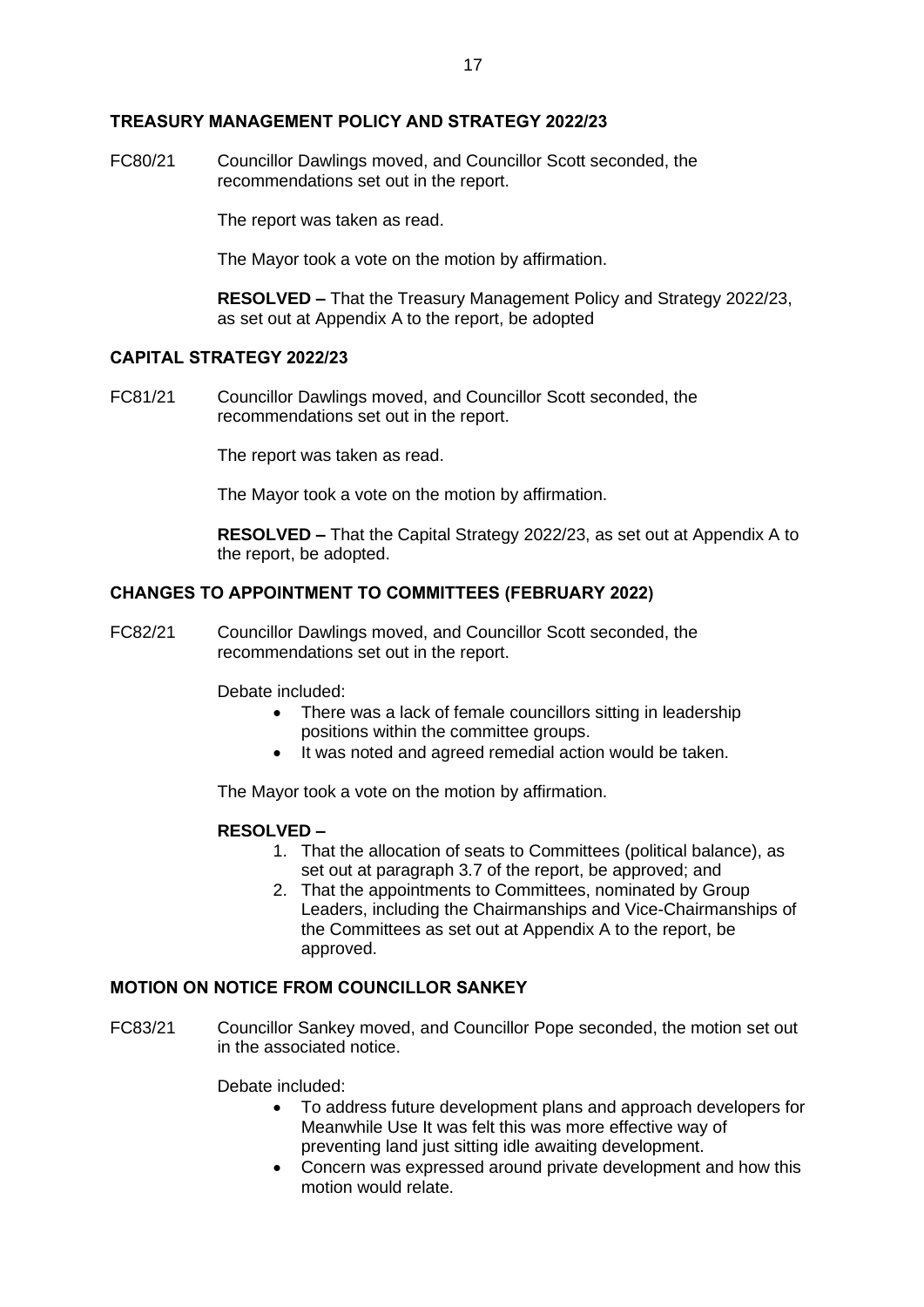## TREASURY MANAGEMENT POLICY AND STRATEGY 2022/23

FC80/21 Councillor Dawlings moved, and Councillor Scott seconded, the recommendations set out in the report.

The report was taken as read.

The Mayor took a vote on the motion by affirmation.

**RESOLVED –** That the Treasury Management Policy and Strategy 2022/23, as set out at Appendix A to the report, be adopted

## CAPITAL STRATEGY 2022/23

FC81/21 Councillor Dawlings moved, and Councillor Scott seconded, the recommendations set out in the report.

The report was taken as read.

The Mayor took a vote on the motion by affirmation.

**RESOLVED –** That the Capital Strategy 2022/23, as set out at Appendix A to the report, be adopted.

## CHANGES TO APPOINTMENT TO COMMITTEES (FEBRUARY 2022)

FC82/21 Councillor Dawlings moved, and Councillor Scott seconded, the recommendations set out in the report.

Debate included:

- There was a lack of female councillors sitting in leadership positions within the committee groups.
- It was noted and agreed remedial action would be taken.

The Mayor took a vote on the motion by affirmation.

**RESOLVED –**

1. That the allocation of seats to Committees (political balance), as set out at paragraph 3.7 of the report, be approved; and
2. That the appointments to Committees, nominated by Group Leaders, including the Chairmanships and Vice-Chairmanships of the Committees as set out at Appendix A to the report, be approved.

## MOTION ON NOTICE FROM COUNCILLOR SANKEY

FC83/21 Councillor Sankey moved, and Councillor Pope seconded, the motion set out in the associated notice.

Debate included:

- To address future development plans and approach developers for Meanwhile Use It was felt this was more effective way of preventing land just sitting idle awaiting development.
- Concern was expressed around private development and how this motion would relate.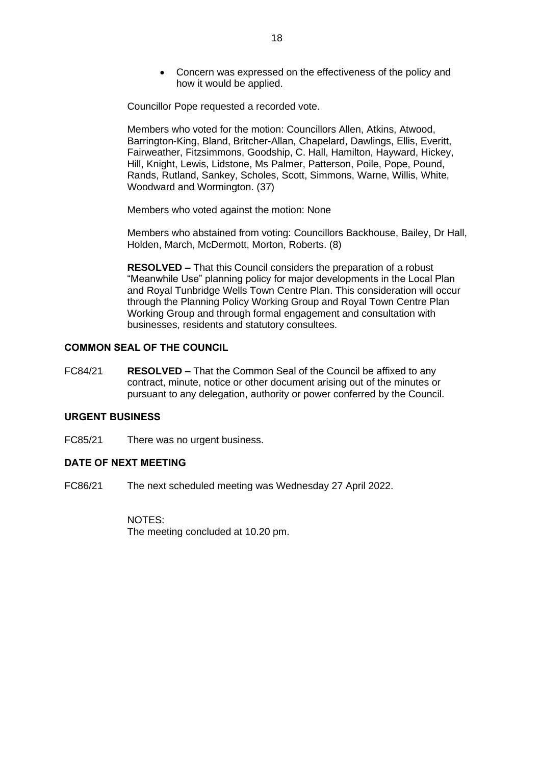- Concern was expressed on the effectiveness of the policy and how it would be applied.

Councillor Pope requested a recorded vote.

Members who voted for the motion: Councillors Allen, Atkins, Atwood, Barrington-King, Bland, Britcher-Allan, Chapelard, Dawlings, Ellis, Everitt, Fairweather, Fitzsimmons, Goodship, C. Hall, Hamilton, Hayward, Hickey, Hill, Knight, Lewis, Lidstone, Ms Palmer, Patterson, Poile, Pope, Pound, Rands, Rutland, Sankey, Scholes, Scott, Simmons, Warne, Willis, White, Woodward and Wormington. (37)

Members who voted against the motion: None

Members who abstained from voting: Councillors Backhouse, Bailey, Dr Hall, Holden, March, McDermott, Morton, Roberts. (8)

**RESOLVED –** That this Council considers the preparation of a robust "Meanwhile Use" planning policy for major developments in the Local Plan and Royal Tunbridge Wells Town Centre Plan. This consideration will occur through the Planning Policy Working Group and Royal Town Centre Plan Working Group and through formal engagement and consultation with businesses, residents and statutory consultees.

## COMMON SEAL OF THE COUNCIL

FC84/21 **RESOLVED –** That the Common Seal of the Council be affixed to any contract, minute, notice or other document arising out of the minutes or pursuant to any delegation, authority or power conferred by the Council.

## URGENT BUSINESS

FC85/21 There was no urgent business.

## DATE OF NEXT MEETING

FC86/21 The next scheduled meeting was Wednesday 27 April 2022.

NOTES:
The meeting concluded at 10.20 pm.